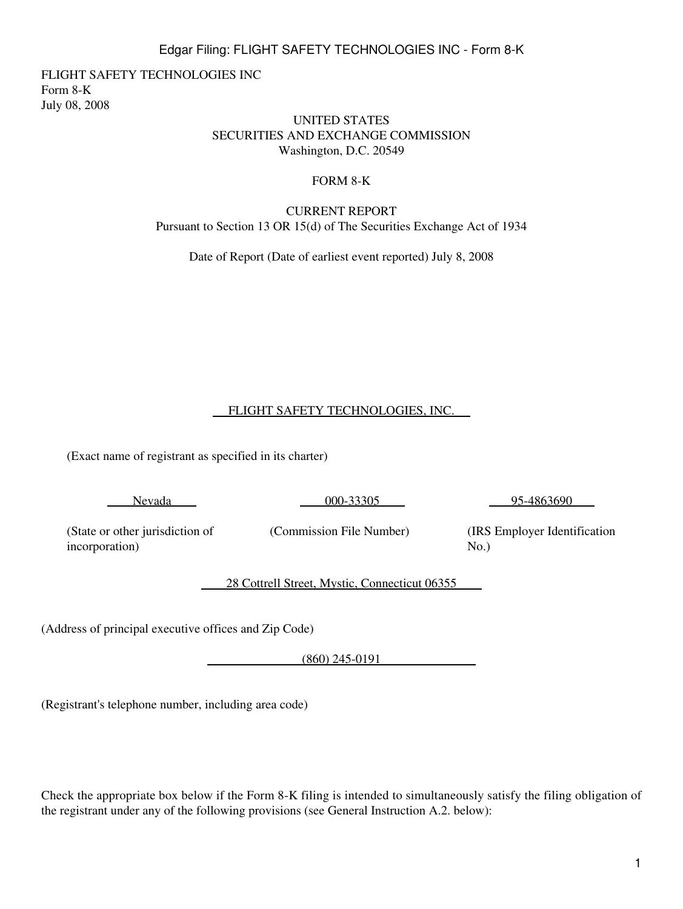FLIGHT SAFETY TECHNOLOGIES INC
Form 8-K
July 08, 2008

UNITED STATES
SECURITIES AND EXCHANGE COMMISSION
Washington, D.C. 20549

FORM 8-K

CURRENT REPORT
Pursuant to Section 13 OR 15(d) of The Securities Exchange Act of 1934

Date of Report (Date of earliest event reported) July 8, 2008

FLIGHT SAFETY TECHNOLOGIES, INC.

(Exact name of registrant as specified in its charter)

| Nevada | 000-33305 | 95-4863690 |
|---|---|---|
| (State or other jurisdiction of incorporation) | (Commission File Number) | (IRS Employer Identification No.) |

28 Cottrell Street, Mystic, Connecticut 06355

(Address of principal executive offices and Zip Code)

(860) 245-0191

(Registrant's telephone number, including area code)

Check the appropriate box below if the Form 8-K filing is intended to simultaneously satisfy the filing obligation of the registrant under any of the following provisions (see General Instruction A.2. below):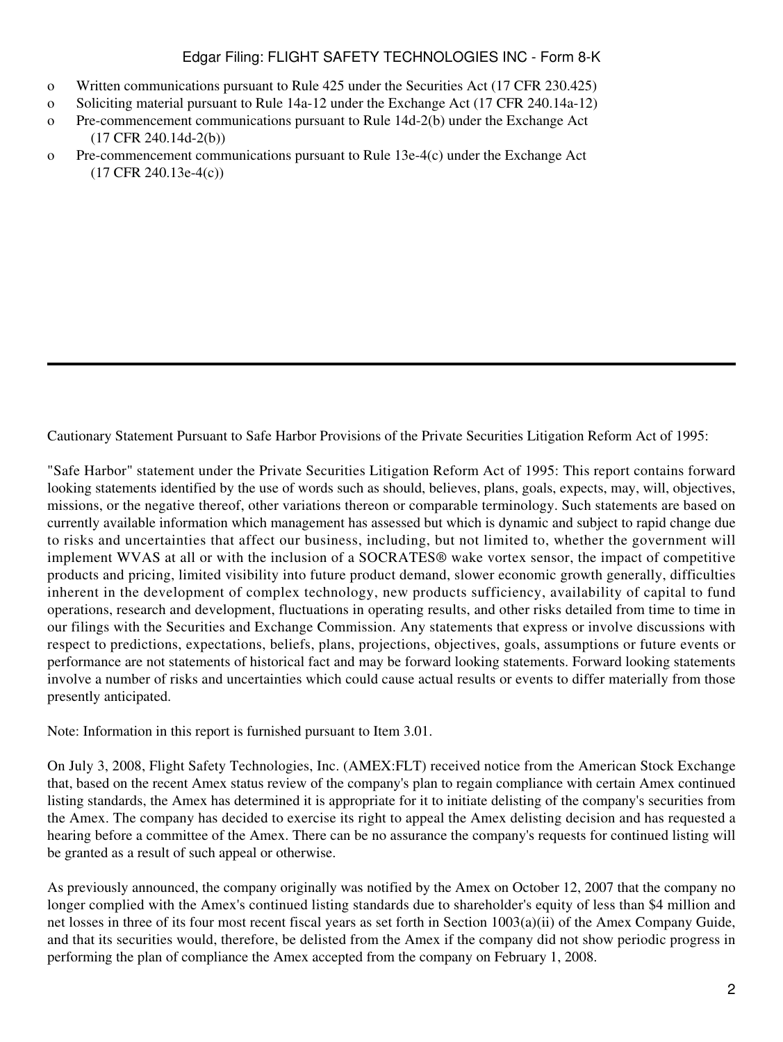- o Written communications pursuant to Rule 425 under the Securities Act (17 CFR 230.425)
- o Soliciting material pursuant to Rule 14a-12 under the Exchange Act (17 CFR 240.14a-12)
- o Pre-commencement communications pursuant to Rule 14d-2(b) under the Exchange Act (17 CFR 240.14d-2(b))
- o Pre-commencement communications pursuant to Rule 13e-4(c) under the Exchange Act (17 CFR 240.13e-4(c))

---

Cautionary Statement Pursuant to Safe Harbor Provisions of the Private Securities Litigation Reform Act of 1995:

"Safe Harbor" statement under the Private Securities Litigation Reform Act of 1995: This report contains forward looking statements identified by the use of words such as should, believes, plans, goals, expects, may, will, objectives, missions, or the negative thereof, other variations thereon or comparable terminology. Such statements are based on currently available information which management has assessed but which is dynamic and subject to rapid change due to risks and uncertainties that affect our business, including, but not limited to, whether the government will implement WVAS at all or with the inclusion of a SOCRATES® wake vortex sensor, the impact of competitive products and pricing, limited visibility into future product demand, slower economic growth generally, difficulties inherent in the development of complex technology, new products sufficiency, availability of capital to fund operations, research and development, fluctuations in operating results, and other risks detailed from time to time in our filings with the Securities and Exchange Commission. Any statements that express or involve discussions with respect to predictions, expectations, beliefs, plans, projections, objectives, goals, assumptions or future events or performance are not statements of historical fact and may be forward looking statements. Forward looking statements involve a number of risks and uncertainties which could cause actual results or events to differ materially from those presently anticipated.

Note: Information in this report is furnished pursuant to Item 3.01.

On July 3, 2008, Flight Safety Technologies, Inc. (AMEX:FLT) received notice from the American Stock Exchange that, based on the recent Amex status review of the company's plan to regain compliance with certain Amex continued listing standards, the Amex has determined it is appropriate for it to initiate delisting of the company's securities from the Amex. The company has decided to exercise its right to appeal the Amex delisting decision and has requested a hearing before a committee of the Amex. There can be no assurance the company's requests for continued listing will be granted as a result of such appeal or otherwise.

As previously announced, the company originally was notified by the Amex on October 12, 2007 that the company no longer complied with the Amex's continued listing standards due to shareholder's equity of less than $4 million and net losses in three of its four most recent fiscal years as set forth in Section 1003(a)(ii) of the Amex Company Guide, and that its securities would, therefore, be delisted from the Amex if the company did not show periodic progress in performing the plan of compliance the Amex accepted from the company on February 1, 2008.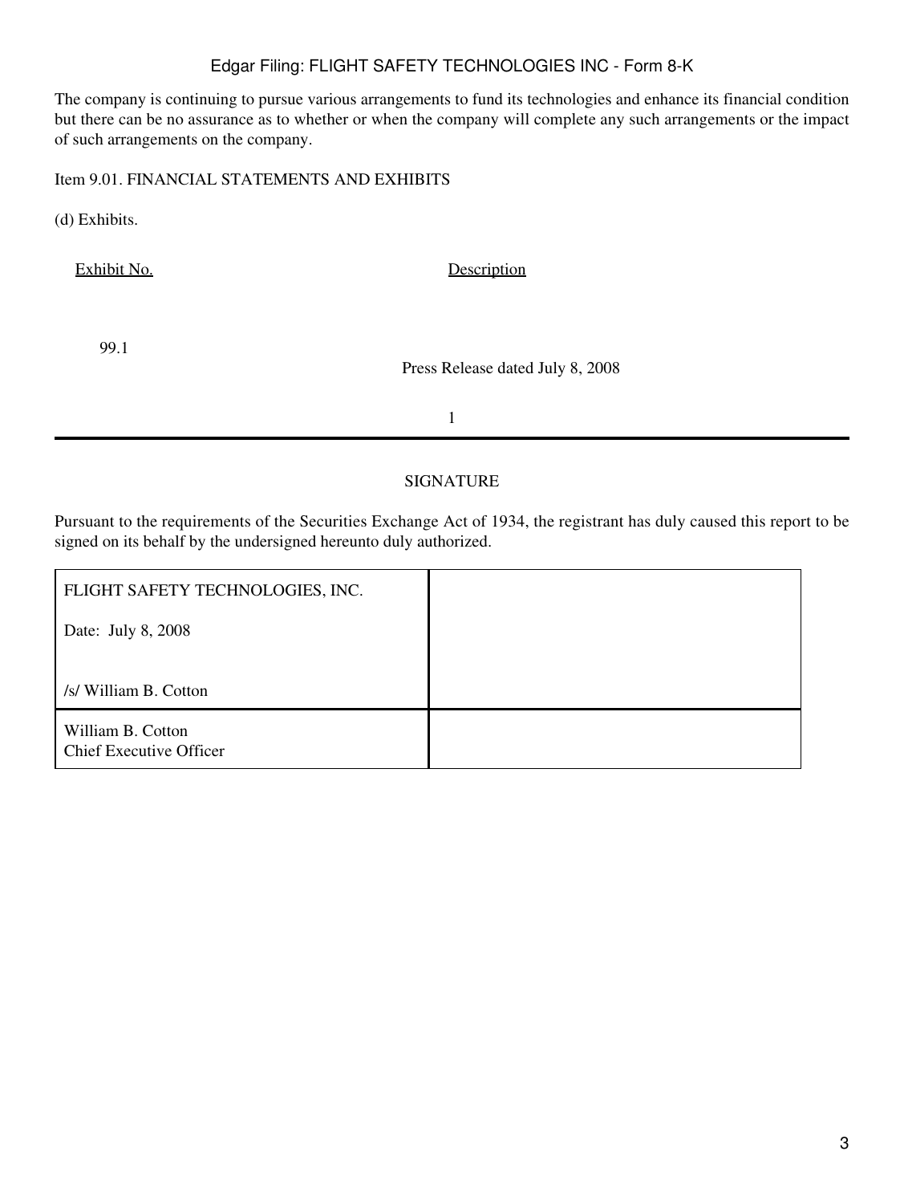The company is continuing to pursue various arrangements to fund its technologies and enhance its financial condition but there can be no assurance as to whether or when the company will complete any such arrangements or the impact of such arrangements on the company.

Item 9.01. FINANCIAL STATEMENTS AND EXHIBITS

(d) Exhibits.

| Exhibit No. | Description |
| --- | --- |
| 99.1 | Press Release dated July 8, 2008 |

## SIGNATURE

Pursuant to the requirements of the Securities Exchange Act of 1934, the registrant has duly caused this report to be signed on its behalf by the undersigned hereunto duly authorized.

| | |
| --- | --- |
| FLIGHT SAFETY TECHNOLOGIES, INC.<br><br>Date: July 8, 2008<br><br>/s/ William B. Cotton | |
| William B. Cotton<br>Chief Executive Officer | |